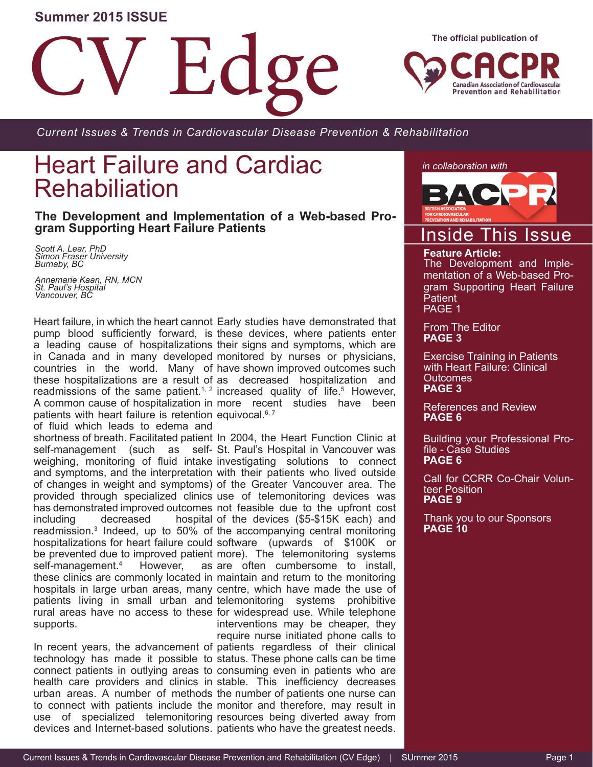Summer 2015 ISSUE

# CV Edge

The official publication of CACPR — Canadian Association of Cardiovascular Prevention and Rehabilitation

*Current Issues & Trends in Cardiovascular Disease Prevention & Rehabilitation*

in collaboration with BACPR — British Association for Cardiovascular Prevention and Rehabilitation

## Inside This Issue

**Feature Article:**
The Development and Implementation of a Web-based Program Supporting Heart Failure Patient
PAGE 1

From The Editor
**PAGE 3**

Exercise Training in Patients with Heart Failure: Clinical Outcomes
**PAGE 3**

References and Review
**PAGE 6**

Building your Professional Profile - Case Studies
**PAGE 6**

Call for CCRR Co-Chair Volunteer Position
**PAGE 9**

Thank you to our Sponsors
**PAGE 10**

# Heart Failure and Cardiac Rehabiliation

## The Development and Implementation of a Web-based Program Supporting Heart Failure Patients

*Scott A. Lear, PhD*
*Simon Fraser University*
*Burnaby, BC*

*Annemarie Kaan, RN, MCN*
*St. Paul's Hospital*
*Vancouver, BC*

Heart failure, in which the heart cannot pump blood sufficiently forward, is a leading cause of hospitalizations in Canada and in many developed countries in the world. Many of these hospitalizations are a result of readmissions of the same patient.[1, 2] A common cause of hospitalization in patients with heart failure is retention of fluid which leads to edema and shortness of breath. Facilitated patient self-management (such as self-weighing, monitoring of fluid intake and symptoms, and the interpretation of changes in weight and symptoms) provided through specialized clinics has demonstrated improved outcomes including decreased hospital readmission.[3] Indeed, up to 50% of hospitalizations for heart failure could be prevented due to improved patient self-management.[4] However, as these clinics are commonly located in hospitals in large urban areas, many patients living in small urban and rural areas have no access to these supports.

In recent years, the advancement of technology has made it possible to connect patients in outlying areas to health care providers and clinics in urban areas. A number of methods to connect with patients include the use of specialized telemonitoring devices and Internet-based solutions. Early studies have demonstrated that these devices, where patients enter their signs and symptoms, which are monitored by nurses or physicians, have shown improved outcomes such as decreased hospitalization and increased quality of life.[5] However, more recent studies have been equivocal.[6, 7]

In 2004, the Heart Function Clinic at St. Paul's Hospital in Vancouver was investigating solutions to connect with their patients who lived outside of the Greater Vancouver area. The use of telemonitoring devices was not feasible due to the upfront cost of the devices ($5-$15K each) and the accompanying central monitoring software (upwards of $100K or more). The telemonitoring systems are often cumbersome to install, maintain and return to the monitoring centre, which have made the use of telemonitoring systems prohibitive for widespread use. While telephone interventions may be cheaper, they require nurse initiated phone calls to patients regardless of their clinical status. These phone calls can be time consuming even in patients who are stable. This inefficiency decreases the number of patients one nurse can monitor and therefore, may result in resources being diverted away from patients who have the greatest needs.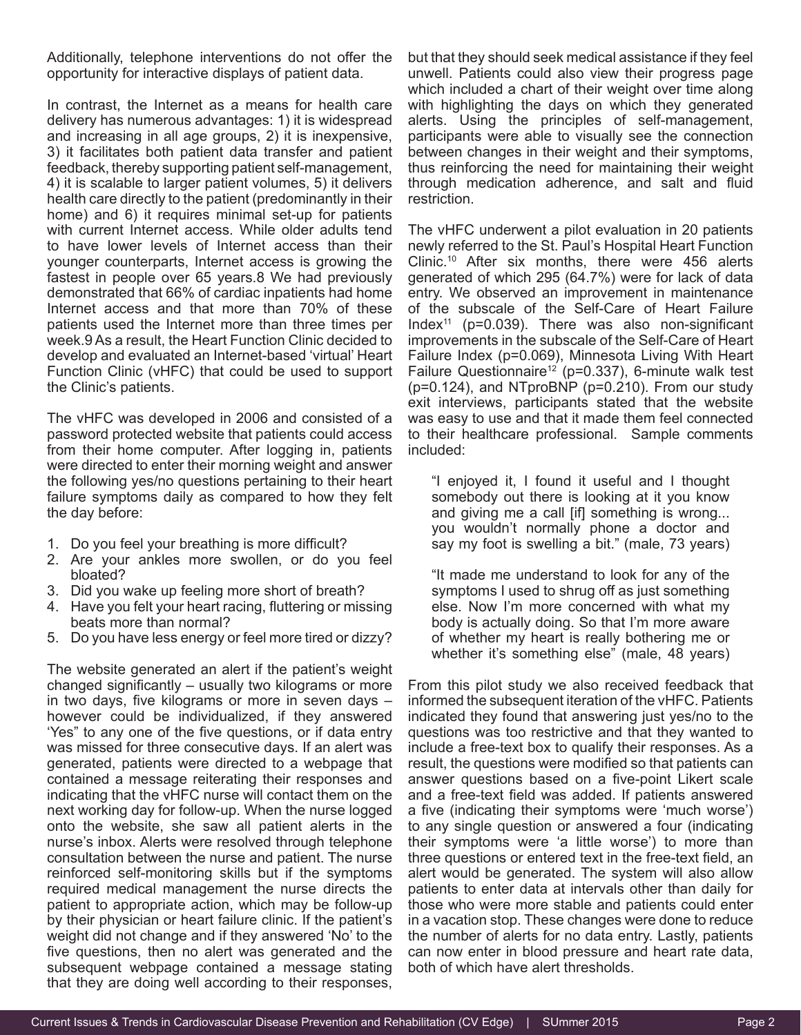Additionally, telephone interventions do not offer the opportunity for interactive displays of patient data.

In contrast, the Internet as a means for health care delivery has numerous advantages: 1) it is widespread and increasing in all age groups, 2) it is inexpensive, 3) it facilitates both patient data transfer and patient feedback, thereby supporting patient self-management, 4) it is scalable to larger patient volumes, 5) it delivers health care directly to the patient (predominantly in their home) and 6) it requires minimal set-up for patients with current Internet access. While older adults tend to have lower levels of Internet access than their younger counterparts, Internet access is growing the fastest in people over 65 years.8 We had previously demonstrated that 66% of cardiac inpatients had home Internet access and that more than 70% of these patients used the Internet more than three times per week.9 As a result, the Heart Function Clinic decided to develop and evaluated an Internet-based 'virtual' Heart Function Clinic (vHFC) that could be used to support the Clinic's patients.

The vHFC was developed in 2006 and consisted of a password protected website that patients could access from their home computer. After logging in, patients were directed to enter their morning weight and answer the following yes/no questions pertaining to their heart failure symptoms daily as compared to how they felt the day before:

1. Do you feel your breathing is more difficult?
2. Are your ankles more swollen, or do you feel bloated?
3. Did you wake up feeling more short of breath?
4. Have you felt your heart racing, fluttering or missing beats more than normal?
5. Do you have less energy or feel more tired or dizzy?

The website generated an alert if the patient's weight changed significantly – usually two kilograms or more in two days, five kilograms or more in seven days – however could be individualized, if they answered 'Yes" to any one of the five questions, or if data entry was missed for three consecutive days. If an alert was generated, patients were directed to a webpage that contained a message reiterating their responses and indicating that the vHFC nurse will contact them on the next working day for follow-up. When the nurse logged onto the website, she saw all patient alerts in the nurse's inbox. Alerts were resolved through telephone consultation between the nurse and patient. The nurse reinforced self-monitoring skills but if the symptoms required medical management the nurse directs the patient to appropriate action, which may be follow-up by their physician or heart failure clinic. If the patient's weight did not change and if they answered 'No' to the five questions, then no alert was generated and the subsequent webpage contained a message stating that they are doing well according to their responses, but that they should seek medical assistance if they feel unwell. Patients could also view their progress page which included a chart of their weight over time along with highlighting the days on which they generated alerts. Using the principles of self-management, participants were able to visually see the connection between changes in their weight and their symptoms, thus reinforcing the need for maintaining their weight through medication adherence, and salt and fluid restriction.

The vHFC underwent a pilot evaluation in 20 patients newly referred to the St. Paul's Hospital Heart Function Clinic.[10] After six months, there were 456 alerts generated of which 295 (64.7%) were for lack of data entry. We observed an improvement in maintenance of the subscale of the Self-Care of Heart Failure Index[11] (p=0.039). There was also non-significant improvements in the subscale of the Self-Care of Heart Failure Index (p=0.069), Minnesota Living With Heart Failure Questionnaire[12] (p=0.337), 6-minute walk test (p=0.124), and NTproBNP (p=0.210). From our study exit interviews, participants stated that the website was easy to use and that it made them feel connected to their healthcare professional. Sample comments included:

> "I enjoyed it, I found it useful and I thought somebody out there is looking at it you know and giving me a call [if] something is wrong... you wouldn't normally phone a doctor and say my foot is swelling a bit." (male, 73 years)

> "It made me understand to look for any of the symptoms I used to shrug off as just something else. Now I'm more concerned with what my body is actually doing. So that I'm more aware of whether my heart is really bothering me or whether it's something else" (male, 48 years)

From this pilot study we also received feedback that informed the subsequent iteration of the vHFC. Patients indicated they found that answering just yes/no to the questions was too restrictive and that they wanted to include a free-text box to qualify their responses. As a result, the questions were modified so that patients can answer questions based on a five-point Likert scale and a free-text field was added. If patients answered a five (indicating their symptoms were 'much worse') to any single question or answered a four (indicating their symptoms were 'a little worse') to more than three questions or entered text in the free-text field, an alert would be generated. The system will also allow patients to enter data at intervals other than daily for those who were more stable and patients could enter in a vacation stop. These changes were done to reduce the number of alerts for no data entry. Lastly, patients can now enter in blood pressure and heart rate data, both of which have alert thresholds.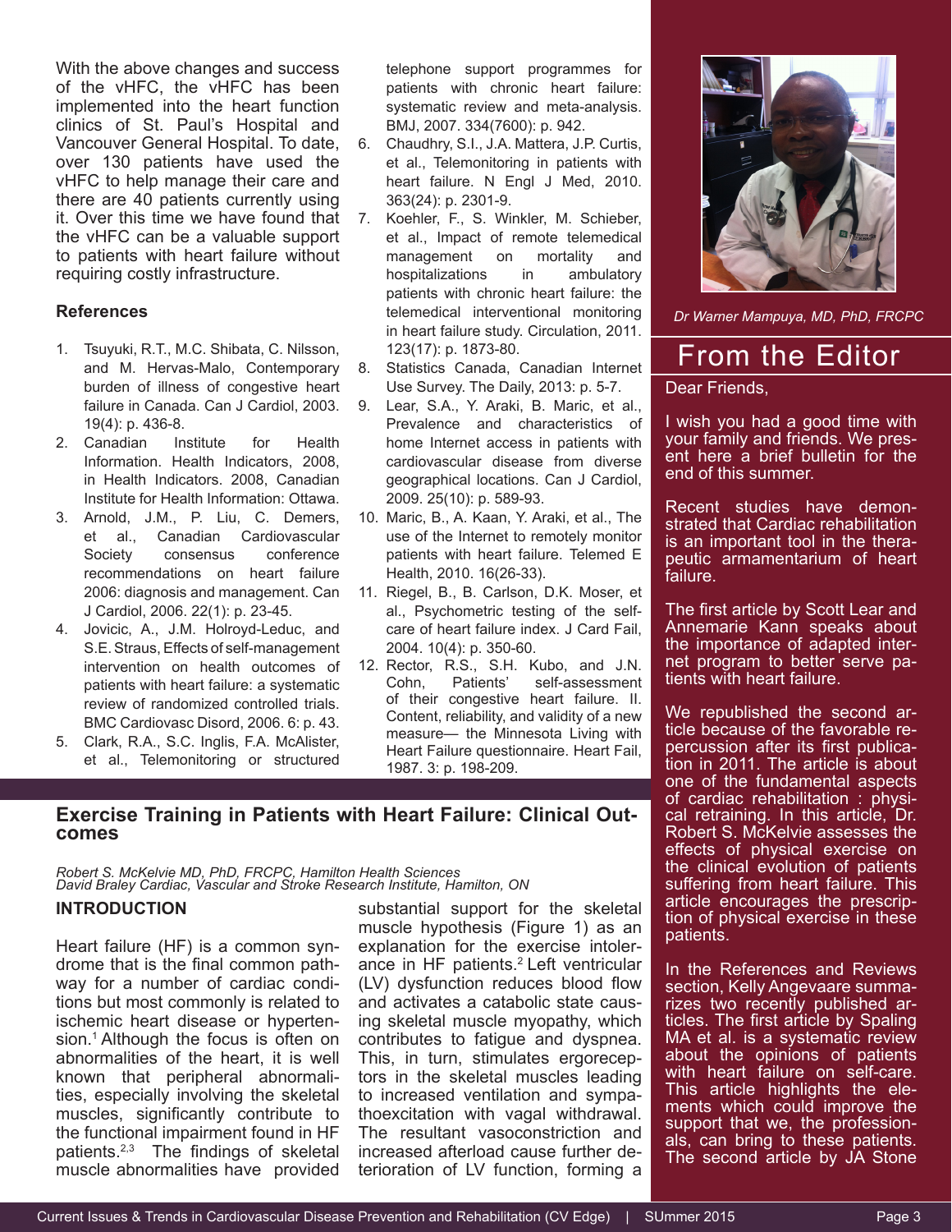With the above changes and success of the vHFC, the vHFC has been implemented into the heart function clinics of St. Paul's Hospital and Vancouver General Hospital. To date, over 130 patients have used the vHFC to help manage their care and there are 40 patients currently using it. Over this time we have found that the vHFC can be a valuable support to patients with heart failure without requiring costly infrastructure.

### References

1. Tsuyuki, R.T., M.C. Shibata, C. Nilsson, and M. Hervas-Malo, Contemporary burden of illness of congestive heart failure in Canada. Can J Cardiol, 2003. 19(4): p. 436-8.
2. Canadian Institute for Health Information. Health Indicators, 2008, in Health Indicators. 2008, Canadian Institute for Health Information: Ottawa.
3. Arnold, J.M., P. Liu, C. Demers, et al., Canadian Cardiovascular Society consensus conference recommendations on heart failure 2006: diagnosis and management. Can J Cardiol, 2006. 22(1): p. 23-45.
4. Jovicic, A., J.M. Holroyd-Leduc, and S.E. Straus, Effects of self-management intervention on health outcomes of patients with heart failure: a systematic review of randomized controlled trials. BMC Cardiovasc Disord, 2006. 6: p. 43.
5. Clark, R.A., S.C. Inglis, F.A. McAlister, et al., Telemonitoring or structured telephone support programmes for patients with chronic heart failure: systematic review and meta-analysis. BMJ, 2007. 334(7600): p. 942.
6. Chaudhry, S.I., J.A. Mattera, J.P. Curtis, et al., Telemonitoring in patients with heart failure. N Engl J Med, 2010. 363(24): p. 2301-9.
7. Koehler, F., S. Winkler, M. Schieber, et al., Impact of remote telemedical management on mortality and hospitalizations in ambulatory patients with chronic heart failure: the telemedical interventional monitoring in heart failure study. Circulation, 2011. 123(17): p. 1873-80.
8. Statistics Canada, Canadian Internet Use Survey. The Daily, 2013: p. 5-7.
9. Lear, S.A., Y. Araki, B. Maric, et al., Prevalence and characteristics of home Internet access in patients with cardiovascular disease from diverse geographical locations. Can J Cardiol, 2009. 25(10): p. 589-93.
10. Maric, B., A. Kaan, Y. Araki, et al., The use of the Internet to remotely monitor patients with heart failure. Telemed E Health, 2010. 16(26-33).
11. Riegel, B., B. Carlson, D.K. Moser, et al., Psychometric testing of the self-care of heart failure index. J Card Fail, 2004. 10(4): p. 350-60.
12. Rector, R.S., S.H. Kubo, and J.N. Cohn, Patients' self-assessment of their congestive heart failure. II. Content, reliability, and validity of a new measure— the Minnesota Living with Heart Failure questionnaire. Heart Fail, 1987. 3: p. 198-209.

## Exercise Training in Patients with Heart Failure: Clinical Outcomes

*Robert S. McKelvie MD, PhD, FRCPC, Hamilton Health Sciences*
*David Braley Cardiac, Vascular and Stroke Research Institute, Hamilton, ON*

### INTRODUCTION

Heart failure (HF) is a common syndrome that is the final common pathway for a number of cardiac conditions but most commonly is related to ischemic heart disease or hypertension.[1] Although the focus is often on abnormalities of the heart, it is well known that peripheral abnormalities, especially involving the skeletal muscles, significantly contribute to the functional impairment found in HF patients.[2,3] The findings of skeletal muscle abnormalities have provided substantial support for the skeletal muscle hypothesis (Figure 1) as an explanation for the exercise intolerance in HF patients.[2] Left ventricular (LV) dysfunction reduces blood flow and activates a catabolic state causing skeletal muscle myopathy, which contributes to fatigue and dyspnea. This, in turn, stimulates ergoreceptors in the skeletal muscles leading to increased ventilation and sympathoexcitation with vagal withdrawal. The resultant vasoconstriction and increased afterload cause further deterioration of LV function, forming a

*Dr Warner Mampuya, MD, PhD, FRCPC*

## From the Editor

Dear Friends,

I wish you had a good time with your family and friends. We present here a brief bulletin for the end of this summer.

Recent studies have demonstrated that Cardiac rehabilitation is an important tool in the therapeutic armamentarium of heart failure.

The first article by Scott Lear and Annemarie Kann speaks about the importance of adapted internet program to better serve patients with heart failure.

We republished the second article because of the favorable repercussion after its first publication in 2011. The article is about one of the fundamental aspects of cardiac rehabilitation : physical retraining. In this article, Dr. Robert S. McKelvie assesses the effects of physical exercise on the clinical evolution of patients suffering from heart failure. This article encourages the prescription of physical exercise in these patients.

In the References and Reviews section, Kelly Angevaare summarizes two recently published articles. The first article by Spaling MA et al. is a systematic review about the opinions of patients with heart failure on self-care. This article highlights the elements which could improve the support that we, the professionals, can bring to these patients. The second article by JA Stone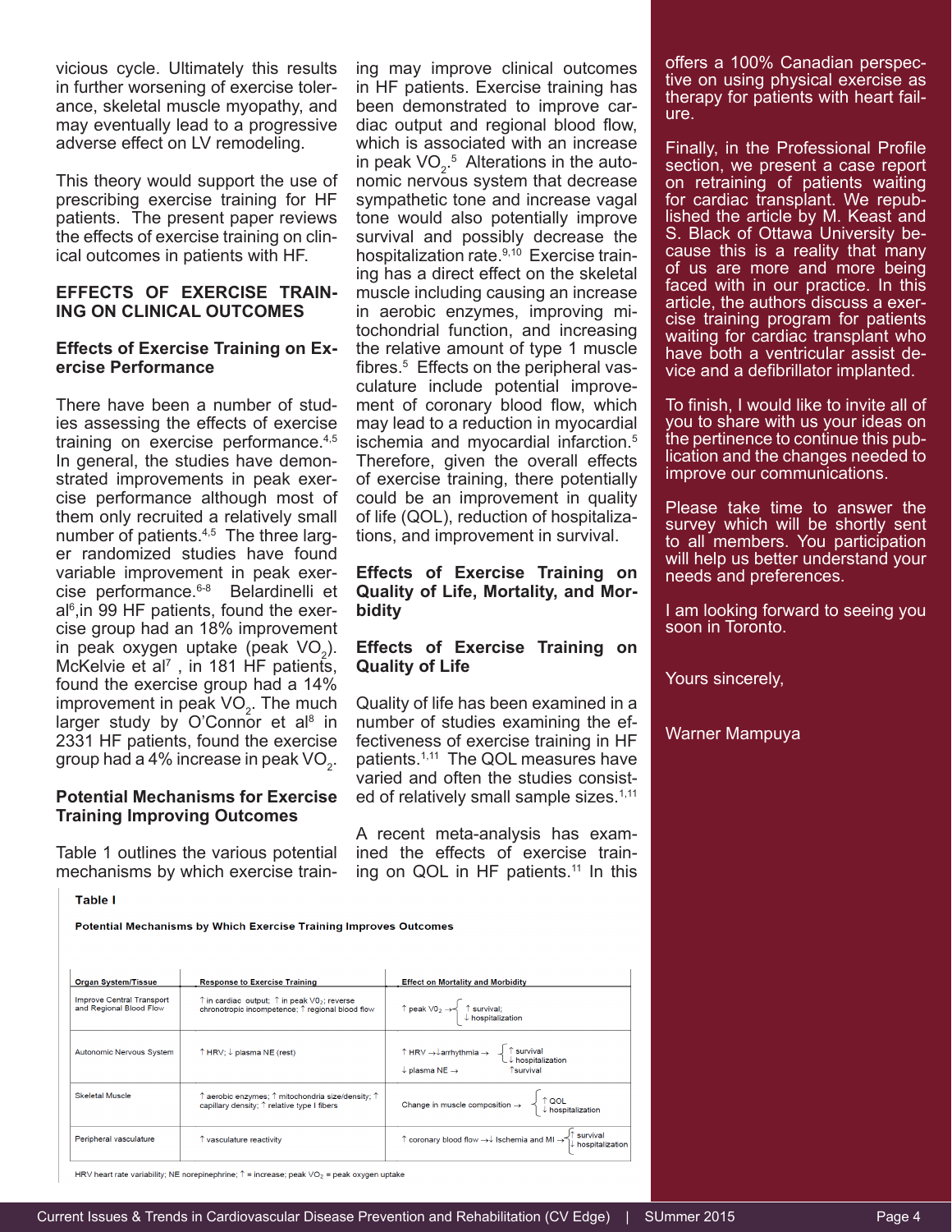vicious cycle. Ultimately this results in further worsening of exercise tolerance, skeletal muscle myopathy, and may eventually lead to a progressive adverse effect on LV remodeling.

This theory would support the use of prescribing exercise training for HF patients. The present paper reviews the effects of exercise training on clinical outcomes in patients with HF.

## EFFECTS OF EXERCISE TRAINING ON CLINICAL OUTCOMES

### Effects of Exercise Training on Exercise Performance

There have been a number of studies assessing the effects of exercise training on exercise performance.[4,5] In general, the studies have demonstrated improvements in peak exercise performance although most of them only recruited a relatively small number of patients.[4,5] The three larger randomized studies have found variable improvement in peak exercise performance.[6-8] Belardinelli et al[6],in 99 HF patients, found the exercise group had an 18% improvement in peak oxygen uptake (peak $VO_2$). McKelvie et al[7] , in 181 HF patients, found the exercise group had a 14% improvement in peak $VO_2$. The much larger study by O'Connor et al[8] in 2331 HF patients, found the exercise group had a 4% increase in peak $VO_2$.

### Potential Mechanisms for Exercise Training Improving Outcomes

Table 1 outlines the various potential mechanisms by which exercise training may improve clinical outcomes in HF patients. Exercise training has been demonstrated to improve cardiac output and regional blood flow, which is associated with an increase in peak $VO_2$.[5] Alterations in the autonomic nervous system that decrease sympathetic tone and increase vagal tone would also potentially improve survival and possibly decrease the hospitalization rate.[9,10] Exercise training has a direct effect on the skeletal muscle including causing an increase in aerobic enzymes, improving mitochondrial function, and increasing the relative amount of type 1 muscle fibres.[5] Effects on the peripheral vasculature include potential improvement of coronary blood flow, which may lead to a reduction in myocardial ischemia and myocardial infarction.[5] Therefore, given the overall effects of exercise training, there potentially could be an improvement in quality of life (QOL), reduction of hospitalizations, and improvement in survival.

### Effects of Exercise Training on Quality of Life, Mortality, and Morbidity

### Effects of Exercise Training on Quality of Life

Quality of life has been examined in a number of studies examining the effectiveness of exercise training in HF patients.[1,11] The QOL measures have varied and often the studies consisted of relatively small sample sizes.[1,11]

A recent meta-analysis has examined the effects of exercise training on QOL in HF patients.[11] In this

**Table I**

**Potential Mechanisms by Which Exercise Training Improves Outcomes**

| Organ System/Tissue | Response to Exercise Training | Effect on Mortality and Morbidity |
|---|---|---|
| Improve Central Transport and Regional Blood Flow | ↑ in cardiac output; ↑ in peak $VO_2$; reverse chronotropic incompetence; ↑ regional blood flow | ↑ peak $VO_2$ → { ↑ survival; ↓ hospitalization } |
| Autonomic Nervous System | ↑ HRV; ↓ plasma NE (rest) | ↑ HRV → ↓ arrhythmia → { ↑ survival; ↓ hospitalization }; ↓ plasma NE → ↑ survival |
| Skeletal Muscle | ↑ aerobic enzymes; ↑ mitochondria size/density; ↑ capillary density; ↑ relative type I fibers | Change in muscle composition → { ↑ QOL; ↓ hospitalization } |
| Peripheral vasculature | ↑ vasculature reactivity | ↑ coronary blood flow → ↓ Ischemia and MI → { ↑ survival; ↓ hospitalization } |

HRV heart rate variability; NE norepinephrine; ↑ = increase; peak $VO_2$ = peak oxygen uptake

offers a 100% Canadian perspective on using physical exercise as therapy for patients with heart failure.

Finally, in the Professional Profile section, we present a case report on retraining of patients waiting for cardiac transplant. We republished the article by M. Keast and S. Black of Ottawa University because this is a reality that many of us are more and more being faced with in our practice. In this article, the authors discuss a exercise training program for patients waiting for cardiac transplant who have both a ventricular assist device and a defibrillator implanted.

To finish, I would like to invite all of you to share with us your ideas on the pertinence to continue this publication and the changes needed to improve our communications.

Please take time to answer the survey which will be shortly sent to all members. You participation will help us better understand your needs and preferences.

I am looking forward to seeing you soon in Toronto.

Yours sincerely,

Warner Mampuya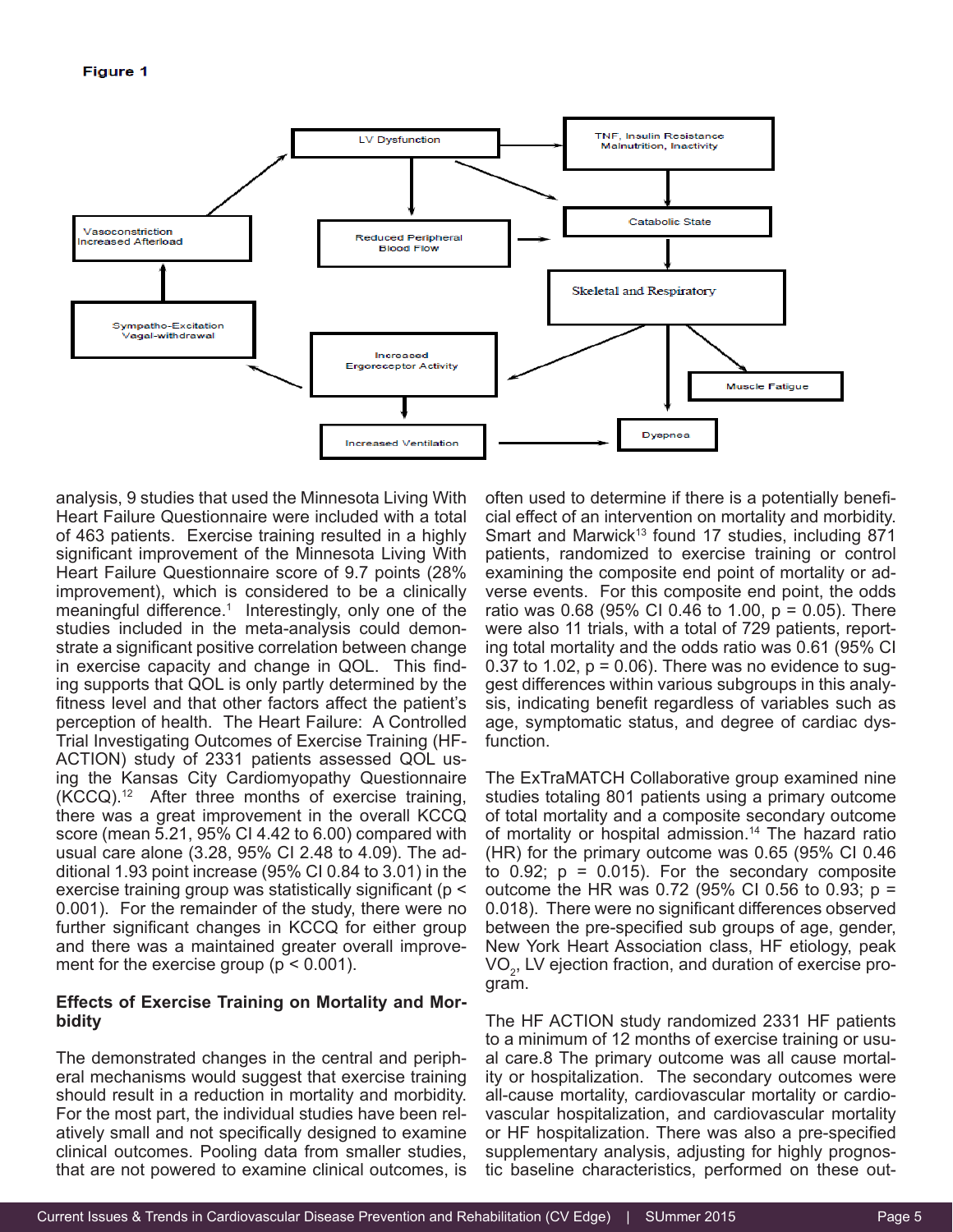**Figure 1**

analysis, 9 studies that used the Minnesota Living With Heart Failure Questionnaire were included with a total of 463 patients. Exercise training resulted in a highly significant improvement of the Minnesota Living With Heart Failure Questionnaire score of 9.7 points (28% improvement), which is considered to be a clinically meaningful difference.[1] Interestingly, only one of the studies included in the meta-analysis could demonstrate a significant positive correlation between change in exercise capacity and change in QOL. This finding supports that QOL is only partly determined by the fitness level and that other factors affect the patient's perception of health. The Heart Failure: A Controlled Trial Investigating Outcomes of Exercise Training (HF-ACTION) study of 2331 patients assessed QOL using the Kansas City Cardiomyopathy Questionnaire (KCCQ).[12] After three months of exercise training, there was a great improvement in the overall KCCQ score (mean 5.21, 95% CI 4.42 to 6.00) compared with usual care alone (3.28, 95% CI 2.48 to 4.09). The additional 1.93 point increase (95% CI 0.84 to 3.01) in the exercise training group was statistically significant ($p < 0.001$). For the remainder of the study, there were no further significant changes in KCCQ for either group and there was a maintained greater overall improvement for the exercise group ($p < 0.001$).

**Effects of Exercise Training on Mortality and Morbidity**

The demonstrated changes in the central and peripheral mechanisms would suggest that exercise training should result in a reduction in mortality and morbidity. For the most part, the individual studies have been relatively small and not specifically designed to examine clinical outcomes. Pooling data from smaller studies, that are not powered to examine clinical outcomes, is often used to determine if there is a potentially beneficial effect of an intervention on mortality and morbidity. Smart and Marwick[13] found 17 studies, including 871 patients, randomized to exercise training or control examining the composite end point of mortality or adverse events. For this composite end point, the odds ratio was 0.68 (95% CI 0.46 to 1.00, $p = 0.05$). There were also 11 trials, with a total of 729 patients, reporting total mortality and the odds ratio was 0.61 (95% CI 0.37 to 1.02, $p = 0.06$). There was no evidence to suggest differences within various subgroups in this analysis, indicating benefit regardless of variables such as age, symptomatic status, and degree of cardiac dysfunction.

The ExTraMATCH Collaborative group examined nine studies totaling 801 patients using a primary outcome of total mortality and a composite secondary outcome of mortality or hospital admission.[14] The hazard ratio (HR) for the primary outcome was 0.65 (95% CI 0.46 to 0.92; $p = 0.015$). For the secondary composite outcome the HR was 0.72 (95% CI 0.56 to 0.93; $p = 0.018$). There were no significant differences observed between the pre-specified sub groups of age, gender, New York Heart Association class, HF etiology, peak $VO_2$, LV ejection fraction, and duration of exercise program.

The HF ACTION study randomized 2331 HF patients to a minimum of 12 months of exercise training or usual care.8 The primary outcome was all cause mortality or hospitalization. The secondary outcomes were all-cause mortality, cardiovascular mortality or cardiovascular hospitalization, and cardiovascular mortality or HF hospitalization. There was also a pre-specified supplementary analysis, adjusting for highly prognostic baseline characteristics, performed on these out-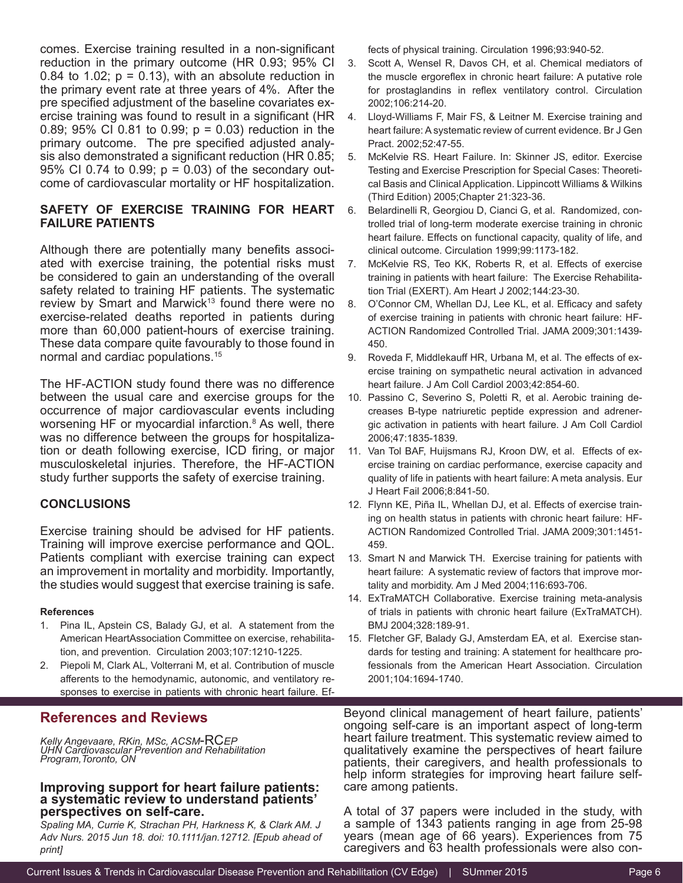comes. Exercise training resulted in a non-significant reduction in the primary outcome (HR 0.93; 95% CI 0.84 to 1.02; $p = 0.13$), with an absolute reduction in the primary event rate at three years of 4%. After the pre specified adjustment of the baseline covariates exercise training was found to result in a significant (HR 0.89; 95% CI 0.81 to 0.99; $p = 0.03$) reduction in the primary outcome. The pre specified adjusted analysis also demonstrated a significant reduction (HR 0.85; 95% CI 0.74 to 0.99; $p = 0.03$) of the secondary outcome of cardiovascular mortality or HF hospitalization.

## SAFETY OF EXERCISE TRAINING FOR HEART FAILURE PATIENTS

Although there are potentially many benefits associated with exercise training, the potential risks must be considered to gain an understanding of the overall safety related to training HF patients. The systematic review by Smart and Marwick[13] found there were no exercise-related deaths reported in patients during more than 60,000 patient-hours of exercise training. These data compare quite favourably to those found in normal and cardiac populations.[15]

The HF-ACTION study found there was no difference between the usual care and exercise groups for the occurrence of major cardiovascular events including worsening HF or myocardial infarction.[8] As well, there was no difference between the groups for hospitalization or death following exercise, ICD firing, or major musculoskeletal injuries. Therefore, the HF-ACTION study further supports the safety of exercise training.

## CONCLUSIONS

Exercise training should be advised for HF patients. Training will improve exercise performance and QOL. Patients compliant with exercise training can expect an improvement in mortality and morbidity. Importantly, the studies would suggest that exercise training is safe.

#### References

1. Pina IL, Apstein CS, Balady GJ, et al. A statement from the American HeartAssociation Committee on exercise, rehabilitation, and prevention. Circulation 2003;107:1210-1225.
2. Piepoli M, Clark AL, Volterrani M, et al. Contribution of muscle afferents to the hemodynamic, autonomic, and ventilatory responses to exercise in patients with chronic heart failure. Effects of physical training. Circulation 1996;93:940-52.
3. Scott A, Wensel R, Davos CH, et al. Chemical mediators of the muscle ergoreflex in chronic heart failure: A putative role for prostaglandins in reflex ventilatory control. Circulation 2002;106:214-20.
4. Lloyd-Williams F, Mair FS, & Leitner M. Exercise training and heart failure: A systematic review of current evidence. Br J Gen Pract. 2002;52:47-55.
5. McKelvie RS. Heart Failure. In: Skinner JS, editor. Exercise Testing and Exercise Prescription for Special Cases: Theoretical Basis and Clinical Application. Lippincott Williams & Wilkins (Third Edition) 2005;Chapter 21:323-36.
6. Belardinelli R, Georgiou D, Cianci G, et al. Randomized, controlled trial of long-term moderate exercise training in chronic heart failure. Effects on functional capacity, quality of life, and clinical outcome. Circulation 1999;99:1173-182.
7. McKelvie RS, Teo KK, Roberts R, et al. Effects of exercise training in patients with heart failure: The Exercise Rehabilitation Trial (EXERT). Am Heart J 2002;144:23-30.
8. O'Connor CM, Whellan DJ, Lee KL, et al. Efficacy and safety of exercise training in patients with chronic heart failure: HF-ACTION Randomized Controlled Trial. JAMA 2009;301:1439-450.
9. Roveda F, Middlekauff HR, Urbana M, et al. The effects of exercise training on sympathetic neural activation in advanced heart failure. J Am Coll Cardiol 2003;42:854-60.
10. Passino C, Severino S, Poletti R, et al. Aerobic training decreases B-type natriuretic peptide expression and adrenergic activation in patients with heart failure. J Am Coll Cardiol 2006;47:1835-1839.
11. Van Tol BAF, Huijsmans RJ, Kroon DW, et al. Effects of exercise training on cardiac performance, exercise capacity and quality of life in patients with heart failure: A meta analysis. Eur J Heart Fail 2006;8:841-50.
12. Flynn KE, Piña IL, Whellan DJ, et al. Effects of exercise training on health status in patients with chronic heart failure: HF-ACTION Randomized Controlled Trial. JAMA 2009;301:1451-459.
13. Smart N and Marwick TH. Exercise training for patients with heart failure: A systematic review of factors that improve mortality and morbidity. Am J Med 2004;116:693-706.
14. ExTraMATCH Collaborative. Exercise training meta-analysis of trials in patients with chronic heart failure (ExTraMATCH). BMJ 2004;328:189-91.
15. Fletcher GF, Balady GJ, Amsterdam EA, et al. Exercise standards for testing and training: A statement for healthcare professionals from the American Heart Association. Circulation 2001;104:1694-1740.

## References and Reviews

*Kelly Angevaare, RKin, MSc, ACSM-RCEP*
*UHN Cardiovascular Prevention and Rehabilitation Program,Toronto, ON*

### Improving support for heart failure patients: a systematic review to understand patients' perspectives on self-care.

*Spaling MA, Currie K, Strachan PH, Harkness K, & Clark AM. J Adv Nurs. 2015 Jun 18. doi: 10.1111/jan.12712. [Epub ahead of print]*

Beyond clinical management of heart failure, patients' ongoing self-care is an important aspect of long-term heart failure treatment. This systematic review aimed to qualitatively examine the perspectives of heart failure patients, their caregivers, and health professionals to help inform strategies for improving heart failure self-care among patients.

A total of 37 papers were included in the study, with a sample of 1343 patients ranging in age from 25-98 years (mean age of 66 years). Experiences from 75 caregivers and 63 health professionals were also con-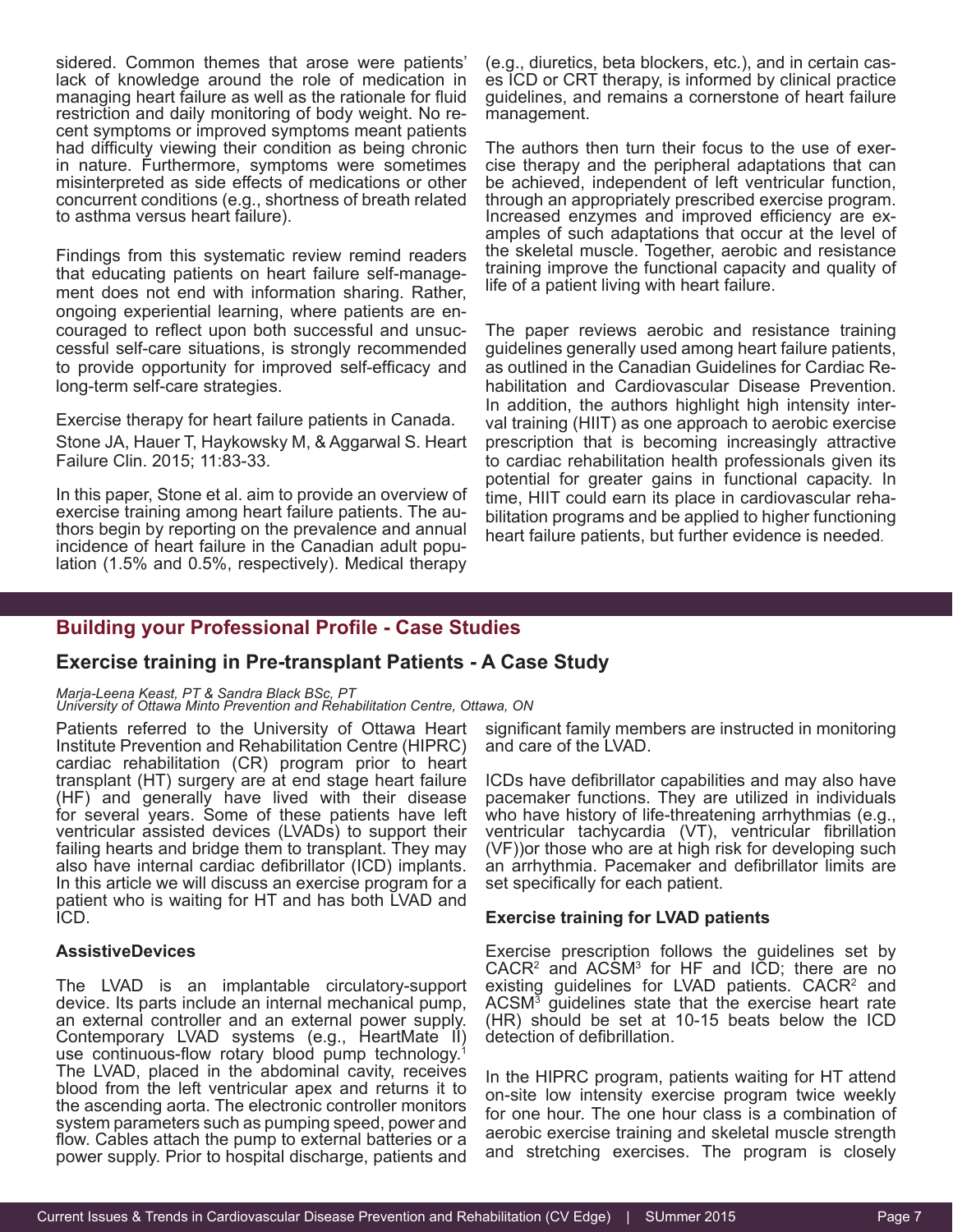sidered. Common themes that arose were patients' lack of knowledge around the role of medication in managing heart failure as well as the rationale for fluid restriction and daily monitoring of body weight. No recent symptoms or improved symptoms meant patients had difficulty viewing their condition as being chronic in nature. Furthermore, symptoms were sometimes misinterpreted as side effects of medications or other concurrent conditions (e.g., shortness of breath related to asthma versus heart failure).

Findings from this systematic review remind readers that educating patients on heart failure self-management does not end with information sharing. Rather, ongoing experiential learning, where patients are encouraged to reflect upon both successful and unsuccessful self-care situations, is strongly recommended to provide opportunity for improved self-efficacy and long-term self-care strategies.

Exercise therapy for heart failure patients in Canada.

Stone JA, Hauer T, Haykowsky M, & Aggarwal S. Heart Failure Clin. 2015; 11:83-33.

In this paper, Stone et al. aim to provide an overview of exercise training among heart failure patients. The authors begin by reporting on the prevalence and annual incidence of heart failure in the Canadian adult population (1.5% and 0.5%, respectively). Medical therapy (e.g., diuretics, beta blockers, etc.), and in certain cases ICD or CRT therapy, is informed by clinical practice guidelines, and remains a cornerstone of heart failure management.

The authors then turn their focus to the use of exercise therapy and the peripheral adaptations that can be achieved, independent of left ventricular function, through an appropriately prescribed exercise program. Increased enzymes and improved efficiency are examples of such adaptations that occur at the level of the skeletal muscle. Together, aerobic and resistance training improve the functional capacity and quality of life of a patient living with heart failure.

The paper reviews aerobic and resistance training guidelines generally used among heart failure patients, as outlined in the Canadian Guidelines for Cardiac Rehabilitation and Cardiovascular Disease Prevention. In addition, the authors highlight high intensity interval training (HIIT) as one approach to aerobic exercise prescription that is becoming increasingly attractive to cardiac rehabilitation health professionals given its potential for greater gains in functional capacity. In time, HIIT could earn its place in cardiovascular rehabilitation programs and be applied to higher functioning heart failure patients, but further evidence is needed.

## Building your Professional Profile - Case Studies

## Exercise training in Pre-transplant Patients - A Case Study

*Marja-Leena Keast, PT & Sandra Black BSc, PT*
*University of Ottawa Minto Prevention and Rehabilitation Centre, Ottawa, ON*

Patients referred to the University of Ottawa Heart Institute Prevention and Rehabilitation Centre (HIPRC) cardiac rehabilitation (CR) program prior to heart transplant (HT) surgery are at end stage heart failure (HF) and generally have lived with their disease for several years. Some of these patients have left ventricular assisted devices (LVADs) to support their failing hearts and bridge them to transplant. They may also have internal cardiac defibrillator (ICD) implants. In this article we will discuss an exercise program for a patient who is waiting for HT and has both LVAD and ICD.

### AssistiveDevices

The LVAD is an implantable circulatory-support device. Its parts include an internal mechanical pump, an external controller and an external power supply. Contemporary LVAD systems (e.g., HeartMate II) use continuous-flow rotary blood pump technology.[1] The LVAD, placed in the abdominal cavity, receives blood from the left ventricular apex and returns it to the ascending aorta. The electronic controller monitors system parameters such as pumping speed, power and flow. Cables attach the pump to external batteries or a power supply. Prior to hospital discharge, patients and significant family members are instructed in monitoring and care of the LVAD.

ICDs have defibrillator capabilities and may also have pacemaker functions. They are utilized in individuals who have history of life-threatening arrhythmias (e.g., ventricular tachycardia (VT), ventricular fibrillation (VF))or those who are at high risk for developing such an arrhythmia. Pacemaker and defibrillator limits are set specifically for each patient.

### Exercise training for LVAD patients

Exercise prescription follows the guidelines set by CACR[2] and ACSM[3] for HF and ICD; there are no existing guidelines for LVAD patients. CACR[2] and ACSM[3] guidelines state that the exercise heart rate (HR) should be set at 10-15 beats below the ICD detection of defibrillation.

In the HIPRC program, patients waiting for HT attend on-site low intensity exercise program twice weekly for one hour. The one hour class is a combination of aerobic exercise training and skeletal muscle strength and stretching exercises. The program is closely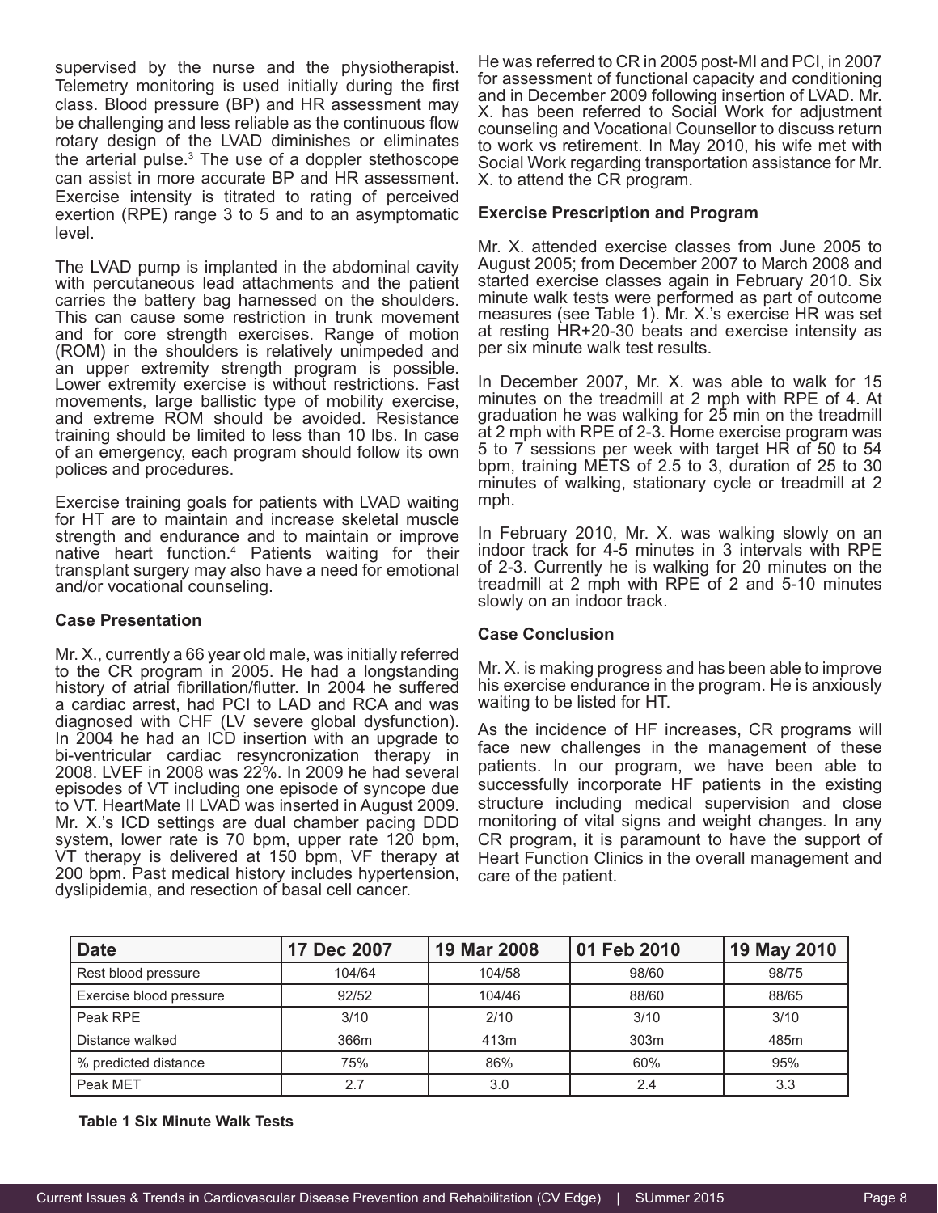supervised by the nurse and the physiotherapist. Telemetry monitoring is used initially during the first class. Blood pressure (BP) and HR assessment may be challenging and less reliable as the continuous flow rotary design of the LVAD diminishes or eliminates the arterial pulse.[3] The use of a doppler stethoscope can assist in more accurate BP and HR assessment. Exercise intensity is titrated to rating of perceived exertion (RPE) range 3 to 5 and to an asymptomatic level.

The LVAD pump is implanted in the abdominal cavity with percutaneous lead attachments and the patient carries the battery bag harnessed on the shoulders. This can cause some restriction in trunk movement and for core strength exercises. Range of motion (ROM) in the shoulders is relatively unimpeded and an upper extremity strength program is possible. Lower extremity exercise is without restrictions. Fast movements, large ballistic type of mobility exercise, and extreme ROM should be avoided. Resistance training should be limited to less than 10 lbs. In case of an emergency, each program should follow its own polices and procedures.

Exercise training goals for patients with LVAD waiting for HT are to maintain and increase skeletal muscle strength and endurance and to maintain or improve native heart function.[4] Patients waiting for their transplant surgery may also have a need for emotional and/or vocational counseling.

**Case Presentation**

Mr. X., currently a 66 year old male, was initially referred to the CR program in 2005. He had a longstanding history of atrial fibrillation/flutter. In 2004 he suffered a cardiac arrest, had PCI to LAD and RCA and was diagnosed with CHF (LV severe global dysfunction). In 2004 he had an ICD insertion with an upgrade to bi-ventricular cardiac resyncronization therapy in 2008. LVEF in 2008 was 22%. In 2009 he had several episodes of VT including one episode of syncope due to VT. HeartMate II LVAD was inserted in August 2009. Mr. X.'s ICD settings are dual chamber pacing DDD system, lower rate is 70 bpm, upper rate 120 bpm, VT therapy is delivered at 150 bpm, VF therapy at 200 bpm. Past medical history includes hypertension, dyslipidemia, and resection of basal cell cancer.

He was referred to CR in 2005 post-MI and PCI, in 2007 for assessment of functional capacity and conditioning and in December 2009 following insertion of LVAD. Mr. X. has been referred to Social Work for adjustment counseling and Vocational Counsellor to discuss return to work vs retirement. In May 2010, his wife met with Social Work regarding transportation assistance for Mr. X. to attend the CR program.

**Exercise Prescription and Program**

Mr. X. attended exercise classes from June 2005 to August 2005; from December 2007 to March 2008 and started exercise classes again in February 2010. Six minute walk tests were performed as part of outcome measures (see Table 1). Mr. X.'s exercise HR was set at resting HR+20-30 beats and exercise intensity as per six minute walk test results.

In December 2007, Mr. X. was able to walk for 15 minutes on the treadmill at 2 mph with RPE of 4. At graduation he was walking for 25 min on the treadmill at 2 mph with RPE of 2-3. Home exercise program was 5 to 7 sessions per week with target HR of 50 to 54 bpm, training METS of 2.5 to 3, duration of 25 to 30 minutes of walking, stationary cycle or treadmill at 2 mph.

In February 2010, Mr. X. was walking slowly on an indoor track for 4-5 minutes in 3 intervals with RPE of 2-3. Currently he is walking for 20 minutes on the treadmill at 2 mph with RPE of 2 and 5-10 minutes slowly on an indoor track.

**Case Conclusion**

Mr. X. is making progress and has been able to improve his exercise endurance in the program. He is anxiously waiting to be listed for HT.

As the incidence of HF increases, CR programs will face new challenges in the management of these patients. In our program, we have been able to successfully incorporate HF patients in the existing structure including medical supervision and close monitoring of vital signs and weight changes. In any CR program, it is paramount to have the support of Heart Function Clinics in the overall management and care of the patient.

| Date | 17 Dec 2007 | 19 Mar 2008 | 01 Feb 2010 | 19 May 2010 |
|---|---|---|---|---|
| Rest blood pressure | 104/64 | 104/58 | 98/60 | 98/75 |
| Exercise blood pressure | 92/52 | 104/46 | 88/60 | 88/65 |
| Peak RPE | 3/10 | 2/10 | 3/10 | 3/10 |
| Distance walked | 366m | 413m | 303m | 485m |
| % predicted distance | 75% | 86% | 60% | 95% |
| Peak MET | 2.7 | 3.0 | 2.4 | 3.3 |

**Table 1 Six Minute Walk Tests**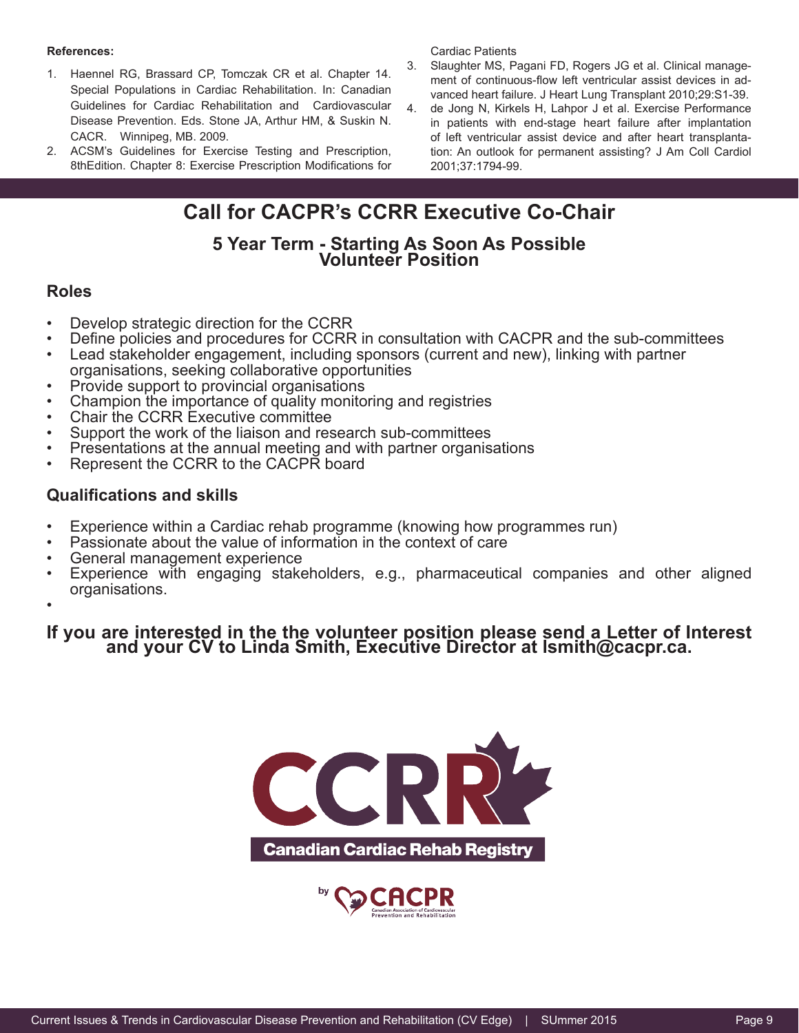**References:**

1. Haennel RG, Brassard CP, Tomczak CR et al. Chapter 14. Special Populations in Cardiac Rehabilitation. In: Canadian Guidelines for Cardiac Rehabilitation and Cardiovascular Disease Prevention. Eds. Stone JA, Arthur HM, & Suskin N. CACR. Winnipeg, MB. 2009.
2. ACSM's Guidelines for Exercise Testing and Prescription, 8thEdition. Chapter 8: Exercise Prescription Modifications for Cardiac Patients
3. Slaughter MS, Pagani FD, Rogers JG et al. Clinical management of continuous-flow left ventricular assist devices in advanced heart failure. J Heart Lung Transplant 2010;29:S1-39.
4. de Jong N, Kirkels H, Lahpor J et al. Exercise Performance in patients with end-stage heart failure after implantation of left ventricular assist device and after heart transplantation: An outlook for permanent assisting? J Am Coll Cardiol 2001;37:1794-99.

# Call for CACPR's CCRR Executive Co-Chair

### 5 Year Term - Starting As Soon As Possible
### Volunteer Position

## Roles

- Develop strategic direction for the CCRR
- Define policies and procedures for CCRR in consultation with CACPR and the sub-committees
- Lead stakeholder engagement, including sponsors (current and new), linking with partner organisations, seeking collaborative opportunities
- Provide support to provincial organisations
- Champion the importance of quality monitoring and registries
- Chair the CCRR Executive committee
- Support the work of the liaison and research sub-committees
- Presentations at the annual meeting and with partner organisations
- Represent the CCRR to the CACPR board

## Qualifications and skills

- Experience within a Cardiac rehab programme (knowing how programmes run)
- Passionate about the value of information in the context of care
- General management experience
- Experience with engaging stakeholders, e.g., pharmaceutical companies and other aligned organisations.

**If you are interested in the the volunteer position please send a Letter of Interest and your CV to Linda Smith, Executive Director at lsmith@cacpr.ca.**

CCRR

Canadian Cardiac Rehab Registry

by CACPR Canadian Association of Cardiovascular Prevention and Rehabilitation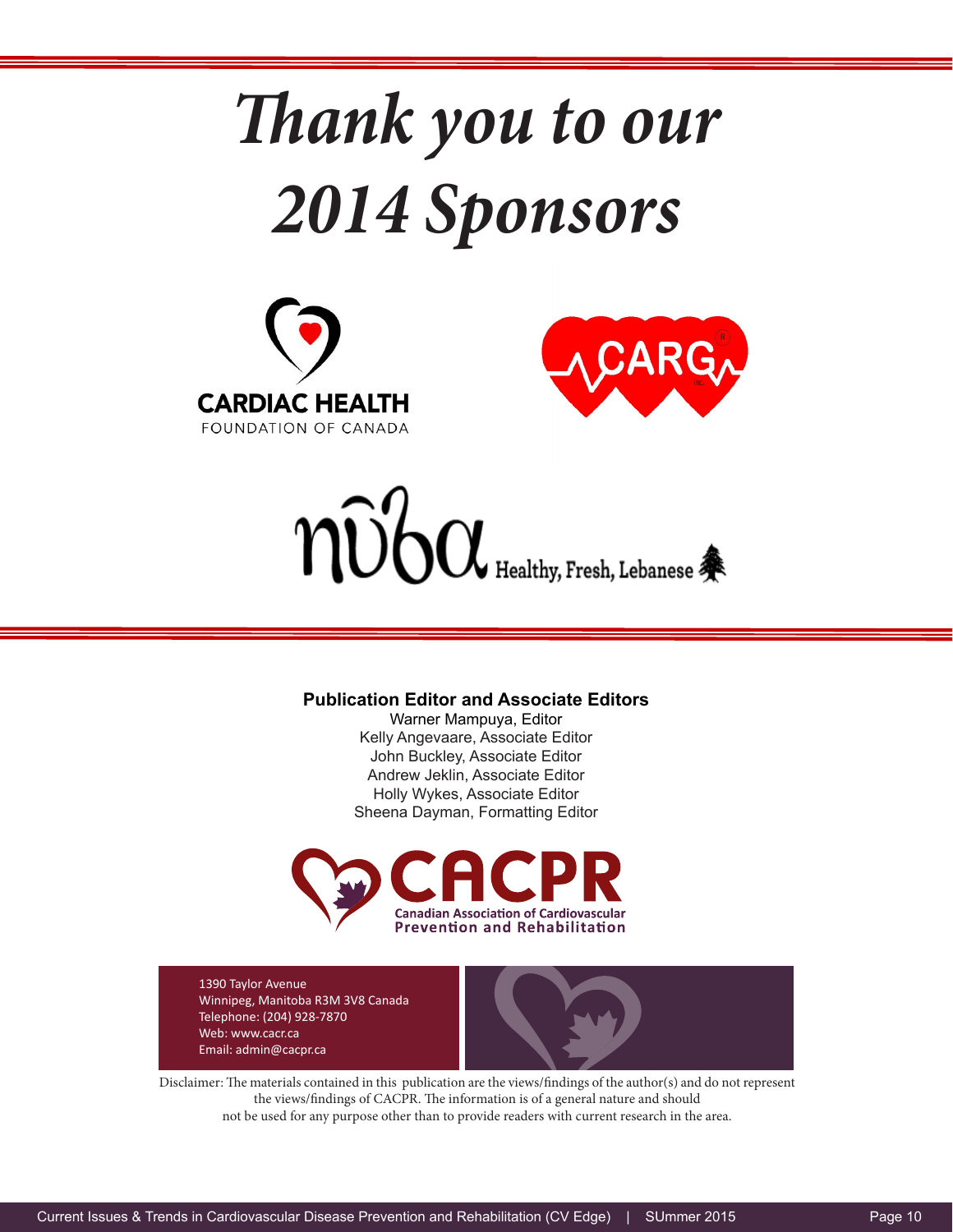# *Thank you to our 2014 Sponsors*

CARDIAC HEALTH FOUNDATION OF CANADA

CARG

nuba Healthy, Fresh, Lebanese

**Publication Editor and Associate Editors**

Warner Mampuya, Editor
Kelly Angevaare, Associate Editor
John Buckley, Associate Editor
Andrew Jeklin, Associate Editor
Holly Wykes, Associate Editor
Sheena Dayman, Formatting Editor

CACPR
Canadian Association of Cardiovascular Prevention and Rehabilitation

1390 Taylor Avenue
Winnipeg, Manitoba R3M 3V8 Canada
Telephone: (204) 928-7870
Web: www.cacr.ca
Email: admin@cacpr.ca

Disclaimer: The materials contained in this publication are the views/findings of the author(s) and do not represent the views/findings of CACPR. The information is of a general nature and should not be used for any purpose other than to provide readers with current research in the area.